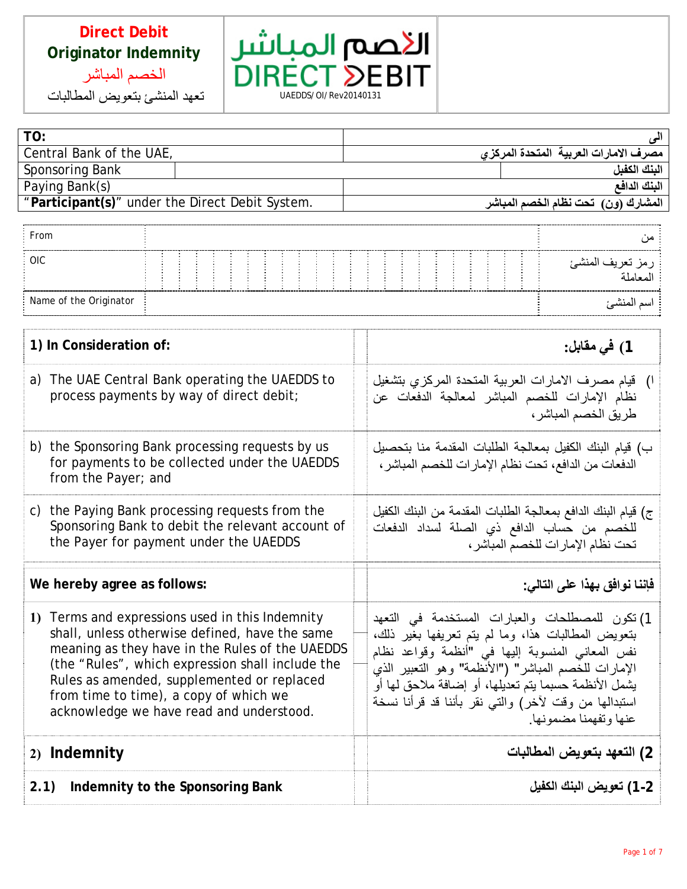| **Direct Debit Originator Indemnity** الخصم المباشر تعهد المنشئ بتعويض المطالبات | الخصم المباشر DIRECT DEBIT UAEDDS/OI/Rev20140131 | |
|---|---|---|

| **TO:** | | **الى** |
|---|---|---|
| Central Bank of the UAE, | | **مصرف الامارات العربية المتحدة المركزي** |
| Sponsoring Bank | | **البنك الكفيل** |
| Paying Bank(s) | | **البنك الدافع** |
| "**Participant(s)**" under the Direct Debit System. | | **المشارك (ون) تحت نظام الخصم المباشر** |

| From | | من |
|---|---|---|
| OIC | | رمز تعريف المنشئ المعاملة |
| Name of the Originator | | اسم المنشئ |

| **1) In Consideration of:** | **1) في مقابل:** |
|---|---|
| a) The UAE Central Bank operating the UAEDDS to process payments by way of direct debit; | ا) قيام مصرف الامارات العربية المتحدة المركزي بتشغيل نظام الإمارات للخصم المباشر لمعالجة الدفعات عن طريق الخصم المباشر، |
| b) the Sponsoring Bank processing requests by us for payments to be collected under the UAEDDS from the Payer; and | ب) قيام البنك الكفيل بمعالجة الطلبات المقدمة منا بتحصيل الدفعات من الدافع، تحت نظام الإمارات للخصم المباشر، |
| c) the Paying Bank processing requests from the Sponsoring Bank to debit the relevant account of the Payer for payment under the UAEDDS | ج) قيام البنك الدافع بمعالجة الطلبات المقدمة من البنك الكفيل للخصم من حساب الدافع ذي الصلة لسداد الدفعات تحت نظام الإمارات للخصم المباشر، |
| **We hereby agree as follows:** | **فإننا نوافق بهذا على التالي:** |
| **1)** Terms and expressions used in this Indemnity shall, unless otherwise defined, have the same meaning as they have in the Rules of the UAEDDS (the "Rules", which expression shall include the Rules as amended, supplemented or replaced from time to time), a copy of which we acknowledge we have read and understood. | 1) تكون للمصطلحات والعبارات المستخدمة في التعهد بتعويض المطالبات هذا، وما لم يتم تعريفها بغير ذلك، نفس المعاني المنسوبة إليها في "أنظمة وقواعد نظام الإمارات للخصم المباشر" ("الأنظمة" وهو التعبير الذي يشمل الأنظمة حسبما يتم تعديلها، أو إضافة ملاحق لها أو استبدالها من وقت لآخر) والتي نقر بأننا قد قرأنا نسخة عنها وتفهمنا مضمونها. |
| **2) Indemnity** | **2) التعهد بتعويض المطالبات** |
| **2.1) Indemnity to the Sponsoring Bank** | **2-1) تعويض البنك الكفيل** |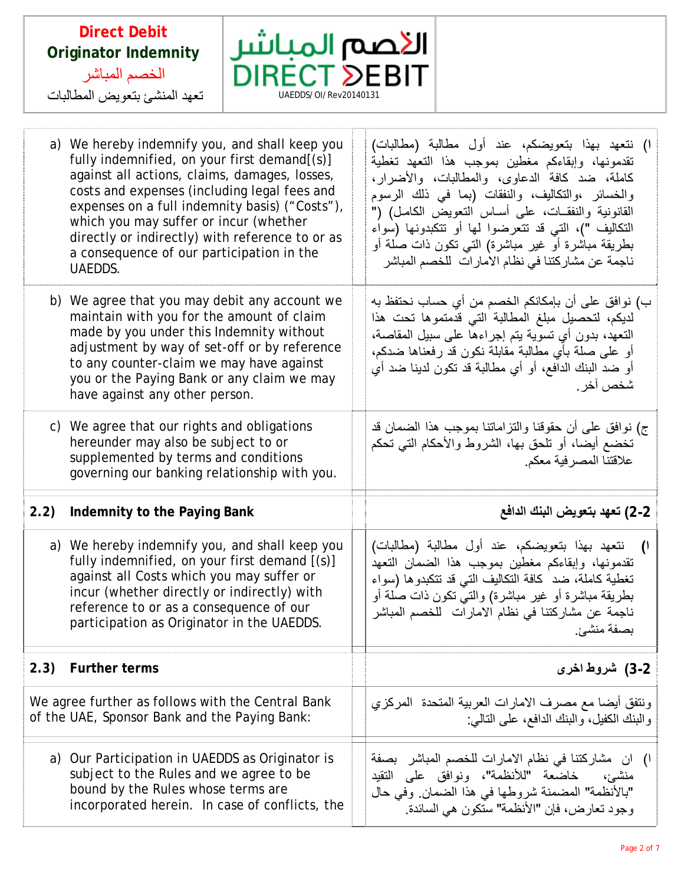| Direct Debit Originator Indemnity الخصم المباشر تعهد المنشئ بتعويض المطالبات | الخصم المباشر DIRECT DEBIT UAEDDS/OI/Rev20140131 | |
|---|---|---|

| | |
|---|---|
| a) We hereby indemnify you, and shall keep you fully indemnified, on your first demand[(s)] against all actions, claims, damages, losses, costs and expenses (including legal fees and expenses on a full indemnity basis) ("Costs"), which you may suffer or incur (whether directly or indirectly) with reference to or as a consequence of our participation in the UAEDDS. | ا) نتعهد بهذا بتعويضكم، عند أول مطالبة (مطالبات) تقدمونها، وإبقاءكم مغطين بموجب هذا التعهد تغطية كاملة، ضد كافة الدعاوى، والمطالبات، والأضرار، والخسائر ،والتكاليف، والنفقات (بما في ذلك الرسوم القانونية والنفقـات، على أسـاس التعويض الكامـل) (" التكاليف ")، التي قد تتعرضوا لها أو تتكبدونها (سواء بطريقة مباشرة أو غير مباشرة) التي تكون ذات صلة أو ناجمة عن مشاركتنا في نظام الامارات للخصم المباشر |
| b) We agree that you may debit any account we maintain with you for the amount of claim made by you under this Indemnity without adjustment by way of set-off or by reference to any counter-claim we may have against you or the Paying Bank or any claim we may have against any other person. | ب) نوافق على أن بإمكانكم الخصم من أي حساب نحتفظ به لديكم، لتحصيل مبلغ المطالبة التي قدمتموها تحت هذا التعهد، بدون أي تسوية يتم إجراءها على سبيل المقاصة، أو على صلة بأي مطالبة مقابلة نكون قد رفعناها ضدكم، أو ضد البنك الدافع، أو أي مطالبة قد تكون لدينا ضد أي شخص آخر. |
| c) We agree that our rights and obligations hereunder may also be subject to or supplemented by terms and conditions governing our banking relationship with you. | ج) نوافق على أن حقوقنا والتزاماتنا بموجب هذا الضمان قد تخضع أيضا، أو تلحق بها، الشروط والأحكام التي تحكم علاقتنا المصرفية معكم. |
| **2.2) Indemnity to the Paying Bank** | **2-2) تعهد بتعويض البنك الدافع** |
| a) We hereby indemnify you, and shall keep you fully indemnified, on your first demand [(s)] against all Costs which you may suffer or incur (whether directly or indirectly) with reference to or as a consequence of our participation as Originator in the UAEDDS. | ا) نتعهد بهذا بتعويضكم، عند أول مطالبة (مطالبات) تقدمونها، وإبقاءكم مغطين بموجب هذا الضمان التعهد تغطية كاملة، ضد كافة التكاليف التي قد تتكبدوها (سواء بطريقة مباشرة أو غير مباشرة) والتي تكون ذات صلة أو ناجمة عن مشاركتنا في نظام الامارات للخصم المباشر بصفة منشئ. |
| **2.3) Further terms** | **2-3) شروط اخرى** |
| We agree further as follows with the Central Bank of the UAE, Sponsor Bank and the Paying Bank: | ونتفق أيضا مع مصرف الامارات العربية المتحدة المركزي والبنك الكفيل، والبنك الدافع، على التالي: |
| a) Our Participation in UAEDDS as Originator is subject to the Rules and we agree to be bound by the Rules whose terms are incorporated herein. In case of conflicts, the | ا) ان مشاركتنا في نظام الامارات للخصم المباشر بصفة منشئ، خاضعة "للأنظمة"، ونوافق على التقيد "بالأنظمة" المضمنة شروطها في هذا الضمان. وفي حال وجود تعارض، فإن "الأنظمة" ستكون هي السائدة. |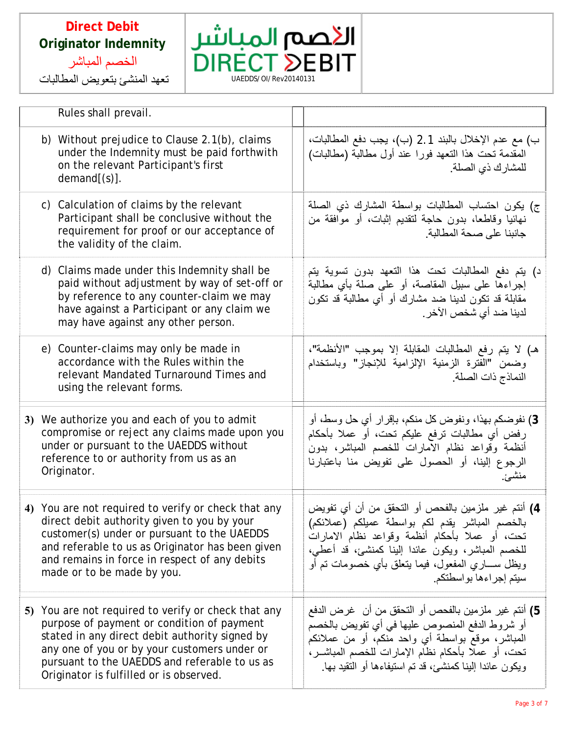| English | | Arabic |
|---|---|---|
| Rules shall prevail. | | |
| b) Without prejudice to Clause 2.1(b), claims under the Indemnity must be paid forthwith on the relevant Participant's first demand[(s)]. | | ب) مع عدم الإخلال بالبند 2.1 (ب)، يجب دفع المطالبات، المقدمة تحت هذا التعهد فورا عند أول مطالبة (مطالبات) للمشارك ذي الصلة. |
| c) Calculation of claims by the relevant Participant shall be conclusive without the requirement for proof or our acceptance of the validity of the claim. | | ج) يكون احتساب المطالبات بواسطة المشارك ذي الصلة نهائيا وقاطعا، بدون حاجة لتقديم إثبات، أو موافقة من جانبنا على صحة المطالبة. |
| d) Claims made under this Indemnity shall be paid without adjustment by way of set-off or by reference to any counter-claim we may have against a Participant or any claim we may have against any other person. | | د) يتم دفع المطالبات تحت هذا التعهد بدون تسوية يتم إجراءها على سبيل المقاصة، أو على صلة بأي مطالبة مقابلة قد تكون لدينا ضد مشارك أو أي مطالبة قد تكون لدينا ضد أي شخص الآخر. |
| e) Counter-claims may only be made in accordance with the Rules within the relevant Mandated Turnaround Times and using the relevant forms. | | هـ) لا يتم رفع المطالبات المقابلة إلا بموجب "الأنظمة"، وضمن "الفترة الزمنية الإلزامية للإنجاز" وباستخدام النماذج ذات الصلة. |
| **3)** We authorize you and each of you to admit compromise or reject any claims made upon you under or pursuant to the UAEDDS without reference to or authority from us as an Originator. | | **3)** نفوضكم بهذا، ونفوض كل منكم، بإقرار أي حل وسط، أو رفض أي مطالبات ترفع عليكم تحت، أو عملا بأحكام أنظمة وقواعد نظام الامارات للخصم المباشر، بدون الرجوع إلينا، أو الحصول على تفويض منا باعتبارنا منشئ. |
| **4)** You are not required to verify or check that any direct debit authority given to you by your customer(s) under or pursuant to the UAEDDS and referable to us as Originator has been given and remains in force in respect of any debits made or to be made by you. | | **4)** أنتم غير ملزمين بالفحص أو التحقق من أن أي تفويض بالخصم المباشر يقدم لكم بواسطة عميلكم (عملائكم) تحت، أو عملا بأحكام أنظمة وقواعد نظام الامارات للخصم المباشر، ويكون عائدا إلينا كمنشئ، قد أعطي، ويظل ســاري المفعول، فيما يتعلق بأي خصومات تم أو سيتم إجراءها بواسطتكم. |
| **5)** You are not required to verify or check that any purpose of payment or condition of payment stated in any direct debit authority signed by any one of you or by your customers under or pursuant to the UAEDDS and referable to us as Originator is fulfilled or is observed. | | **5)** أنتم غير ملزمين بالفحص أو التحقق من أن غرض الدفع أو شروط الدفع المنصوص عليها في أي تفويض بالخصم المباشر، موقع بواسطة أي واحد منكم، أو من عملائكم تحت، أو عملا بأحكام نظام الإمارات للخصم المباشــر، ويكون عائدا إلينا كمنشئ، قد تم استيفاءها أو التقيد بها. |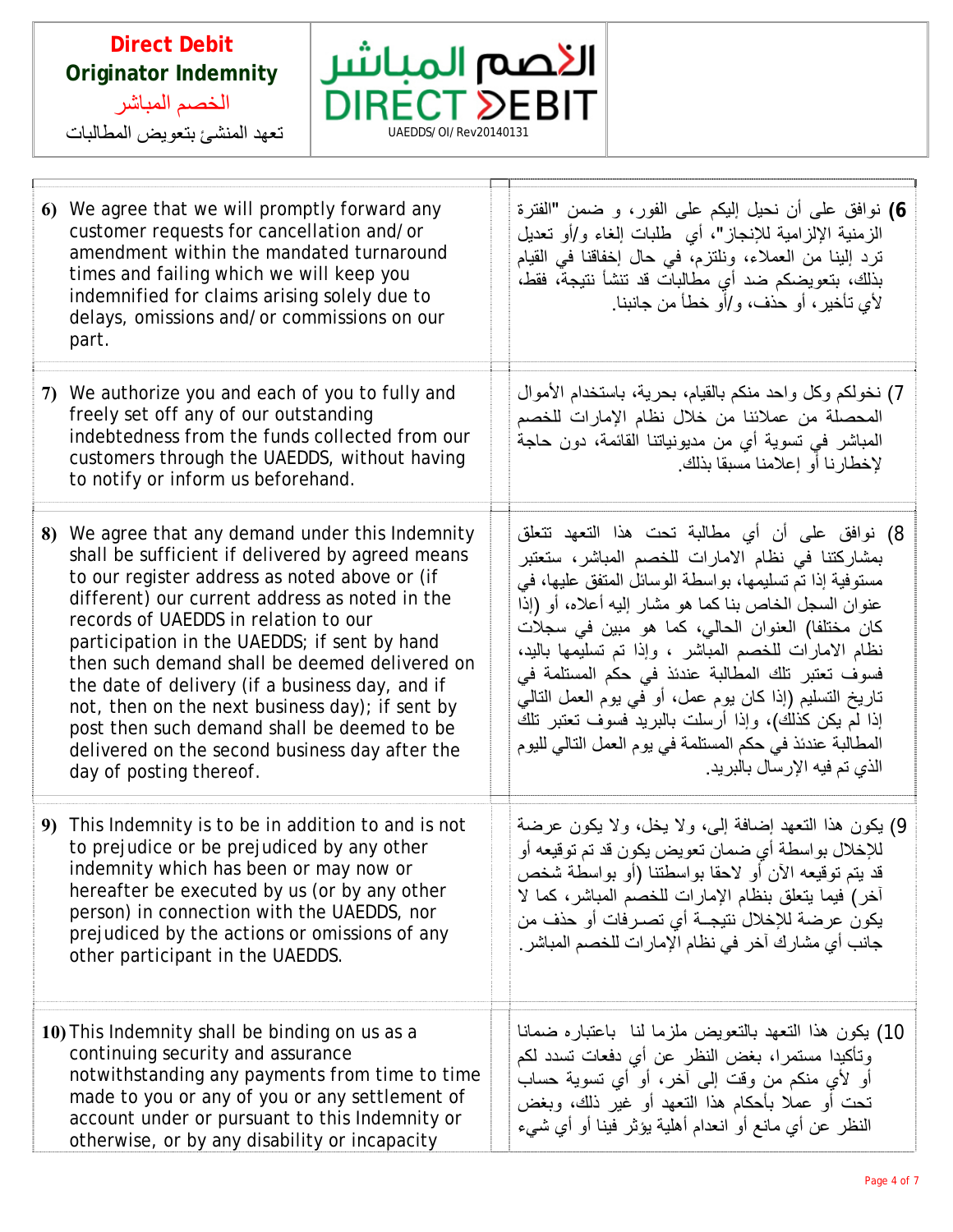| Direct Debit Originator Indemnity<br>الخصم المباشر<br>تعهد المنشئ بتعويض المطالبات | الخصم المباشر DIRECT DEBIT<br>UAEDDS/OI/Rev20140131 | |
|---|---|---|

| | |
|---|---|
| **6)** We agree that we will promptly forward any customer requests for cancellation and/or amendment within the mandated turnaround times and failing which we will keep you indemnified for claims arising solely due to delays, omissions and/or commissions on our part. | **6)** نوافق على أن نحيل إليكم على الفور، و ضمن "الفترة الزمنية الإلزامية للإنجاز"، أي طلبات إلغاء و/أو تعديل ترد إلينا من العملاء، ونلتزم، في حال إخفاقنا في القيام بذلك، بتعويضكم ضد أي مطالبات قد تنشأ نتيجة، فقط، لأي تأخير، أو حذف، و/أو خطأ من جانبنا. |
| **7)** We authorize you and each of you to fully and freely set off any of our outstanding indebtedness from the funds collected from our customers through the UAEDDS, without having to notify or inform us beforehand. | 7) نخولكم وكل واحد منكم بالقيام، بحرية، باستخدام الأموال المحصلة من عملائنا من خلال نظام الإمارات للخصم المباشر في تسوية أي من مديونياتنا القائمة، دون حاجة لإخطارنا أو إعلامنا مسبقا بذلك. |
| **8)** We agree that any demand under this Indemnity shall be sufficient if delivered by agreed means to our register address as noted above or (if different) our current address as noted in the records of UAEDDS in relation to our participation in the UAEDDS; if sent by hand then such demand shall be deemed delivered on the date of delivery (if a business day, and if not, then on the next business day); if sent by post then such demand shall be deemed to be delivered on the second business day after the day of posting thereof. | 8) نوافق على أن أي مطالبة تحت هذا التعهد تتعلق بمشاركتنا في نظام الامارات للخصم المباشر، ستعتبر مستوفية إذا تم تسليمها، بواسطة الوسائل المتفق عليها، في عنوان السجل الخاص بنا كما هو مشار إليه أعلاه، أو (إذا كان مختلفا) العنوان الحالي، كما هو مبين في سجلات نظام الامارات للخصم المباشر ، وإذا تم تسليمها باليد، فسوف تعتبر تلك المطالبة عندئذ في حكم المستلمة في تاريخ التسليم (إذا كان يوم عمل، أو في يوم العمل التالي إذا لم يكن كذلك)، وإذا أرسلت بالبريد فسوف تعتبر تلك المطالبة عندئذ في حكم المستلمة في يوم العمل التالي لليوم الذي تم فيه الإرسال بالبريد. |
| **9)** This Indemnity is to be in addition to and is not to prejudice or be prejudiced by any other indemnity which has been or may now or hereafter be executed by us (or by any other person) in connection with the UAEDDS, nor prejudiced by the actions or omissions of any other participant in the UAEDDS. | 9) يكون هذا التعهد إضافة إلى، ولا يخل، ولا يكون عرضة للإخلال بواسطة أي ضمان تعويض يكون قد تم توقيعه أو قد يتم توقيعه الآن أو لاحقا بواسطتنا (أو بواسطة شخص آخر) فيما يتعلق بنظام الإمارات للخصم المباشر، كما لا يكون عرضة للإخلال نتيجة أي تصرفات أو حذف من جانب أي مشارك آخر في نظام الإمارات للخصم المباشر. |
| **10)** This Indemnity shall be binding on us as a continuing security and assurance notwithstanding any payments from time to time made to you or any of you or any settlement of account under or pursuant to this Indemnity or otherwise, or by any disability or incapacity | 10) يكون هذا التعهد بالتعويض ملزما لنا باعتباره ضمانا وتأكيدا مستمرا، بغض النظر عن أي دفعات تسدد لكم أو لأي منكم من وقت إلى آخر، أو أي تسوية حساب تحت أو عملا بأحكام هذا التعهد أو غير ذلك، وبغض النظر عن أي مانع أو انعدام أهلية يؤثر فينا أو أي شيء |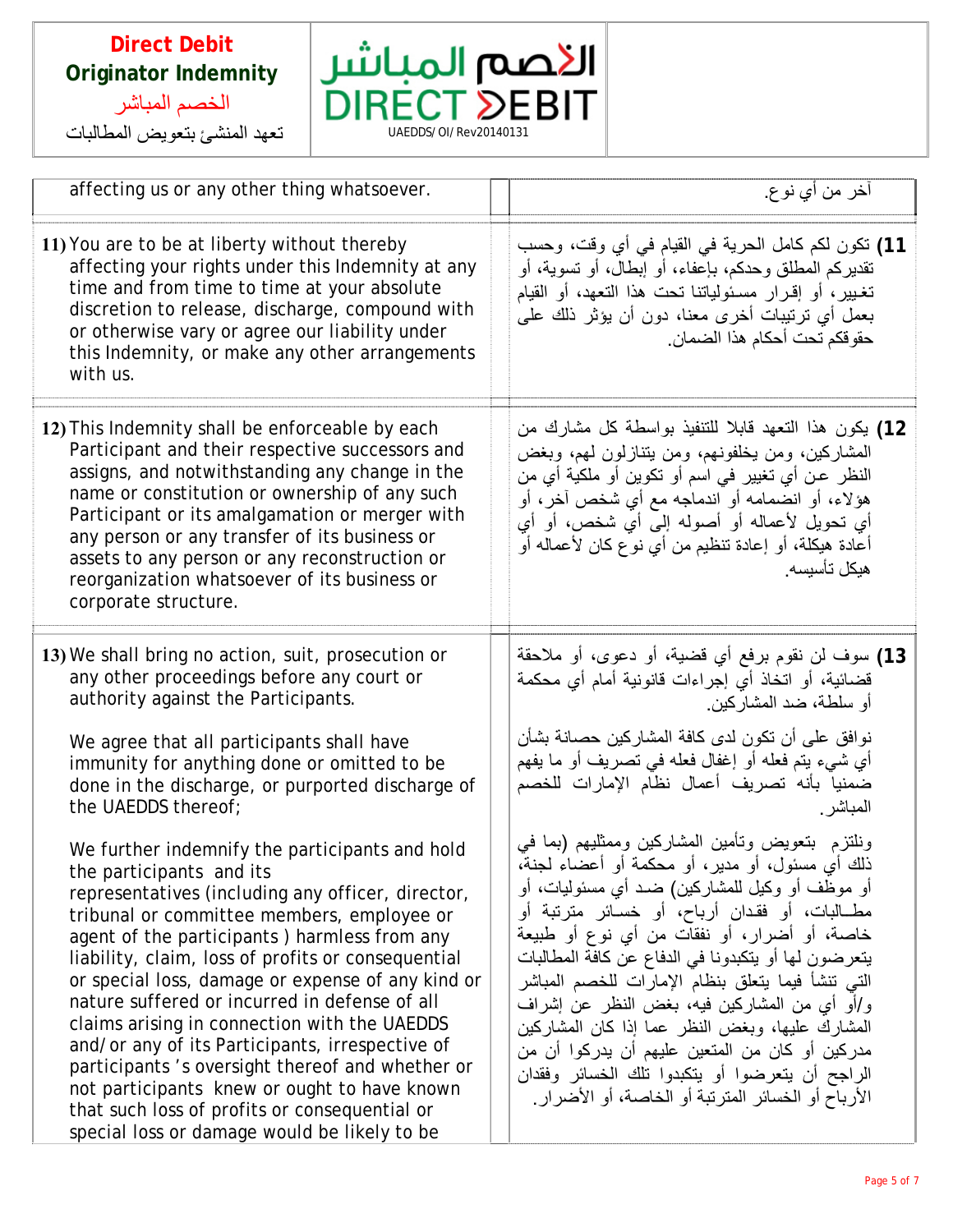| | | |
|---|---|---|
| affecting us or any other thing whatsoever. | | آخر من أي نوع. |
| **11)** You are to be at liberty without thereby affecting your rights under this Indemnity at any time and from time to time at your absolute discretion to release, discharge, compound with or otherwise vary or agree our liability under this Indemnity, or make any other arrangements with us. | | **11)** تكون لكم كامل الحرية في القيام في أي وقت، وحسب تقديركم المطلق وحدكم، بإعفاء، أو إبطال، أو تسوية، أو تغيير، أو إقرار مسئولياتنا تحت هذا التعهد، أو القيام بعمل أي ترتيبات أخرى معنا، دون أن يؤثر ذلك على حقوقكم تحت أحكام هذا الضمان. |
| **12)** This Indemnity shall be enforceable by each Participant and their respective successors and assigns, and notwithstanding any change in the name or constitution or ownership of any such Participant or its amalgamation or merger with any person or any transfer of its business or assets to any person or any reconstruction or reorganization whatsoever of its business or corporate structure. | | **12)** يكون هذا التعهد قابلا للتنفيذ بواسطة كل مشارك من المشاركين، ومن يخلفونهم، ومن يتنازلون لهم، وبغض النظر عن أي تغيير في اسم أو تكوين أو ملكية أي من هؤلاء، أو انضمامه أو اندماجه مع أي شخص آخر، أو أي تحويل لأعماله أو أصوله إلى أي شخص، أو أي أعادة هيكلة، أو إعادة تنظيم من أي نوع كان لأعماله أو هيكل تأسيسه. |
| **13)** We shall bring no action, suit, prosecution or any other proceedings before any court or authority against the Participants.<br><br>We agree that all participants shall have immunity for anything done or omitted to be done in the discharge, or purported discharge of the UAEDDS thereof;<br><br>We further indemnify the participants and hold the participants and its representatives (including any officer, director, tribunal or committee members, employee or agent of the participants ) harmless from any liability, claim, loss of profits or consequential or special loss, damage or expense of any kind or nature suffered or incurred in defense of all claims arising in connection with the UAEDDS and/or any of its Participants, irrespective of participants 's oversight thereof and whether or not participants knew or ought to have known that such loss of profits or consequential or special loss or damage would be likely to be | | **13)** سوف لن نقوم برفع أي قضية، أو دعوى، أو ملاحقة قضائية، أو اتخاذ أي إجراءات قانونية أمام أي محكمة أو سلطة، ضد المشاركين.<br><br>نوافق على أن تكون لدى كافة المشاركين حصانة بشأن أي شيء يتم فعله أو إغفال فعله في تصريف أو ما يفهم ضمنيا بأنه تصريف أعمال نظام الإمارات للخصم المباشر.<br><br>ونلتزم بتعويض وتأمين المشاركين وممثليهم (بما في ذلك أي مسئول، أو مدير، أو محكمة أو أعضاء لجنة، أو موظف أو وكيل للمشاركين) ضد أي مسئوليات، أو مطـالبات، أو فقدان أرباح، أو خسـائر مترتبة أو خاصة، أو أضرار، أو نفقات من أي نوع أو طبيعة يتعرضون لها أو يتكبدونا في الدفاع عن كافة المطالبات التي تنشأ فيما يتعلق بنظام الإمارات للخصم المباشر و/أو أي من المشاركين فيه، بغض النظر عن إشراف المشارك عليها، وبغض النظر عما إذا كان المشاركين مدركين أو كان من المتعين عليهم أن يدركوا أن من الراجح أن يتعرضوا أو يتكبدوا تلك الخسائر وفقدان الأرباح أو الخسائر المترتبة أو الخاصة، أو الأضرار. |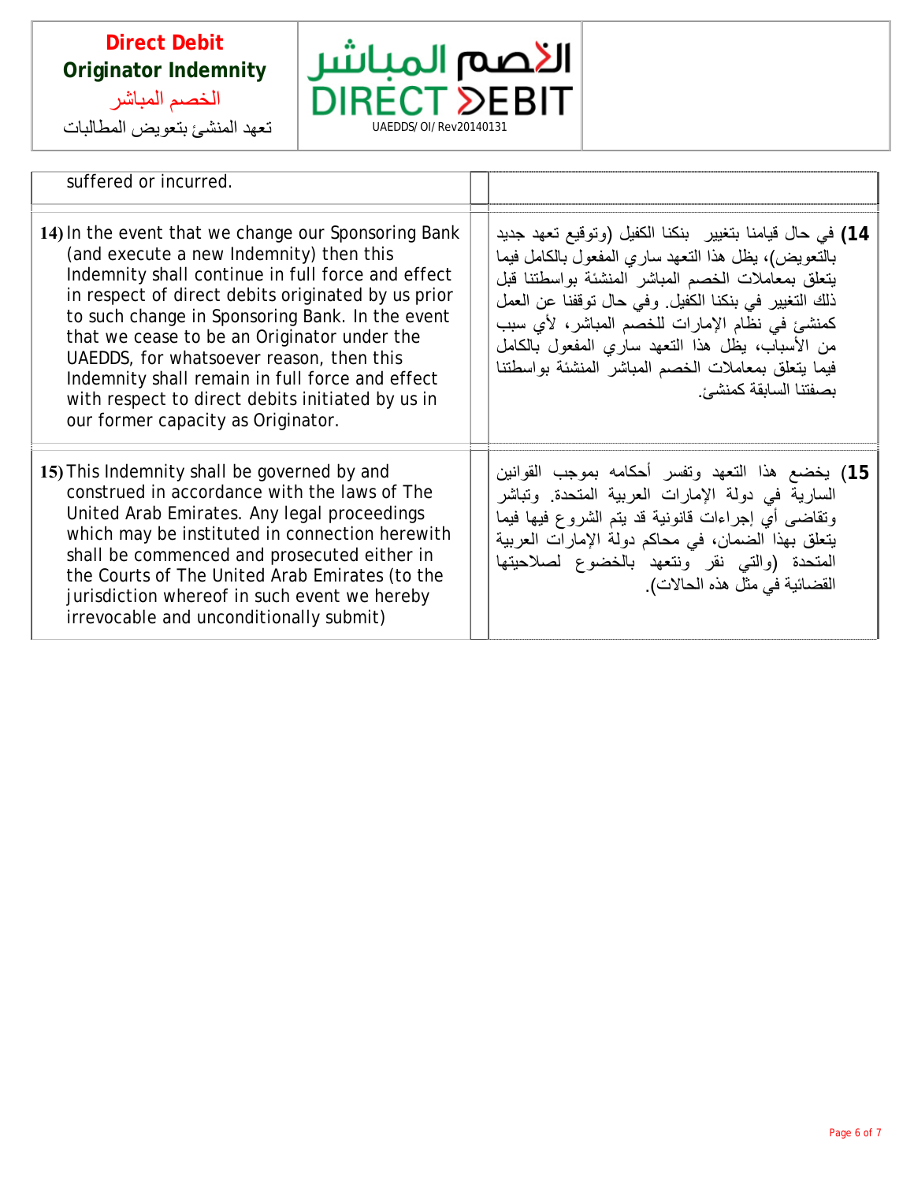| | | |
|---|---|---|
| suffered or incurred. | | |
| **14)** In the event that we change our Sponsoring Bank (and execute a new Indemnity) then this Indemnity shall continue in full force and effect in respect of direct debits originated by us prior to such change in Sponsoring Bank. In the event that we cease to be an Originator under the UAEDDS, for whatsoever reason, then this Indemnity shall remain in full force and effect with respect to direct debits initiated by us in our former capacity as Originator. | | **14)** في حال قيامنا بتغيير بنكنا الكفيل (وتوقيع تعهد جديد بالتعويض)، يظل هذا التعهد ساري المفعول بالكامل فيما يتعلق بمعاملات الخصم المباشر المنشئة بواسطتنا قبل ذلك التغيير في بنكنا الكفيل. وفي حال توقفنا عن العمل كمنشئ في نظام الإمارات للخصم المباشر، لأي سبب من الأسباب، يظل هذا التعهد ساري المفعول بالكامل فيما يتعلق بمعاملات الخصم المباشر المنشئة بواسطتنا بصفتنا السابقة كمنشئ. |
| **15)** This Indemnity shall be governed by and construed in accordance with the laws of The United Arab Emirates. Any legal proceedings which may be instituted in connection herewith shall be commenced and prosecuted either in the Courts of The United Arab Emirates (to the jurisdiction whereof in such event we hereby irrevocable and unconditionally submit) | | **15)** يخضع هذا التعهد وتفسر أحكامه بموجب القوانين السارية في دولة الإمارات العربية المتحدة. وتباشر وتقاضى أي إجراءات قانونية قد يتم الشروع فيها فيما يتعلق بهذا الضمان، في محاكم دولة الإمارات العربية المتحدة (والتي نقر ونتعهد بالخضوع لصلاحيتها القضائية في مثل هذه الحالات). |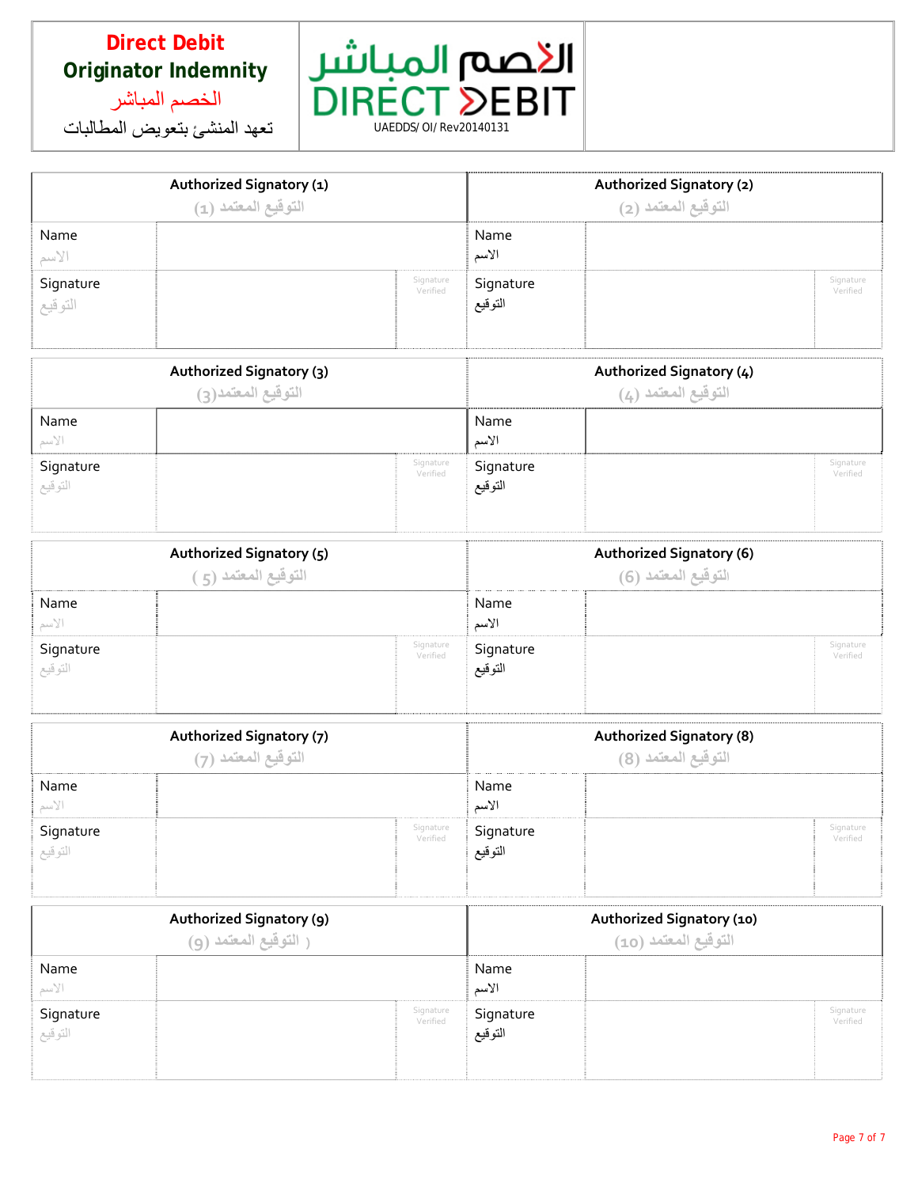| Direct Debit Originator Indemnity الخصم المباشر تعهد المنشئ بتعويض المطالبات | الخصم المباشر DIRECT DEBIT UAEDDS/ OI/ Rev20140131 | |
|---|---|---|

| Authorized Signatory (1) التوقيع المعتمد (1) | | | Authorized Signatory (2) التوقيع المعتمد (2) | | |
|---|---|---|---|---|---|
| Name الاسم | | | Name الاسم | | |
| Signature التوقيع | | Signature Verified | Signature التوقيع | | Signature Verified |

| Authorized Signatory (3) التوقيع المعتمد (3) | | | Authorized Signatory (4) التوقيع المعتمد (4) | | |
|---|---|---|---|---|---|
| Name الاسم | | | Name الاسم | | |
| Signature التوقيع | | Signature Verified | Signature التوقيع | | Signature Verified |

| Authorized Signatory (5) التوقيع المعتمد ( 5) | | | Authorized Signatory (6) التوقيع المعتمد (6) | | |
|---|---|---|---|---|---|
| Name الاسم | | | Name الاسم | | |
| Signature التوقيع | | Signature Verified | Signature التوقيع | | Signature Verified |

| Authorized Signatory (7) التوقيع المعتمد (7) | | | Authorized Signatory (8) التوقيع المعتمد (8) | | |
|---|---|---|---|---|---|
| Name الاسم | | | Name الاسم | | |
| Signature التوقيع | | Signature Verified | Signature التوقيع | | Signature Verified |

| Authorized Signatory (9) التوقيع المعتمد (9) | | | Authorized Signatory (10) التوقيع المعتمد (10) | | |
|---|---|---|---|---|---|
| Name الاسم | | | Name الاسم | | |
| Signature التوقيع | | Signature Verified | Signature التوقيع | | Signature Verified |